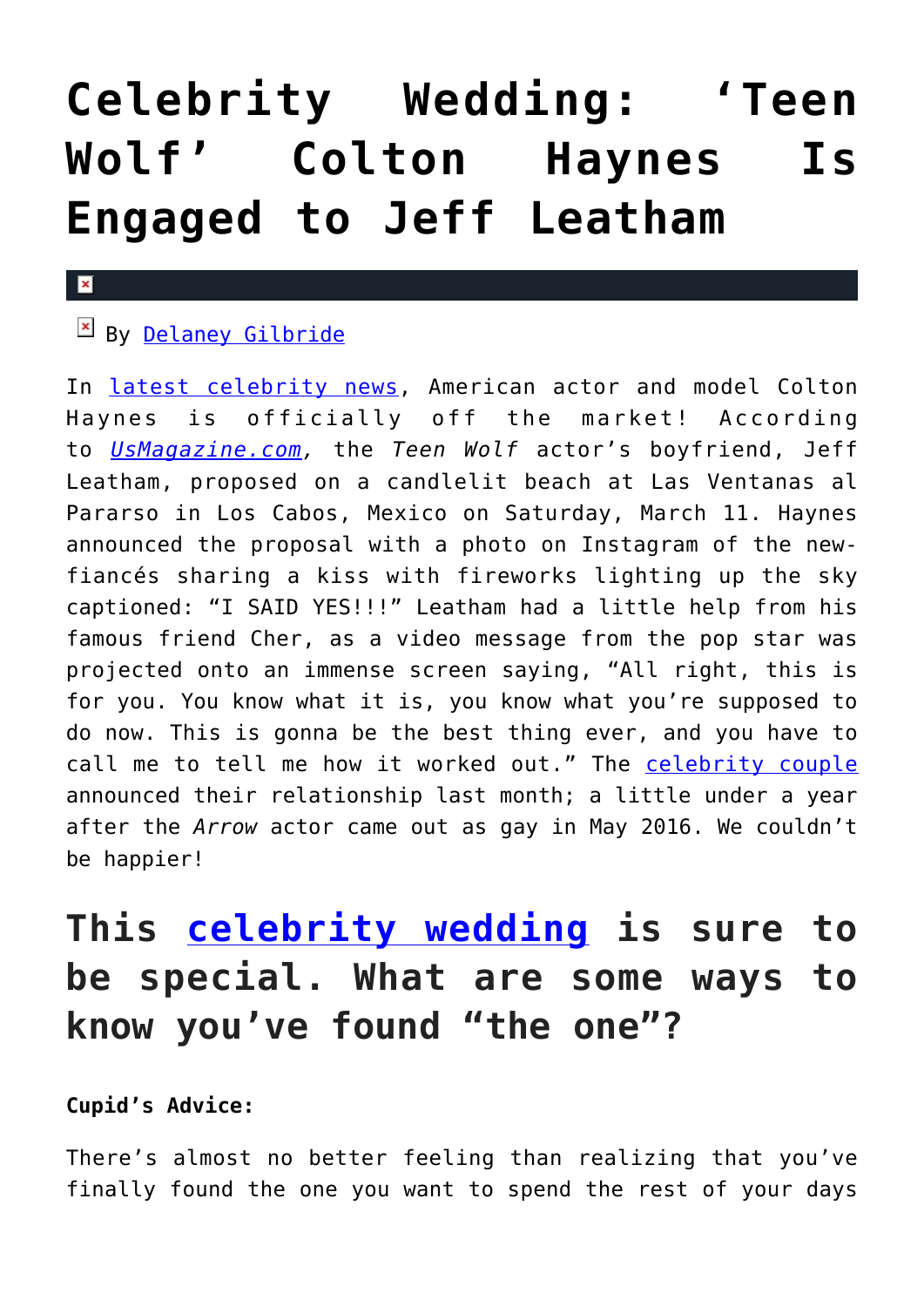# Celebrity Wedding: 'Teen Wolf' Colton Haynes Is Engaged to Jeff Leatham

By Delaney Gilbride

In latest celebrity news, American actor and model Colton Haynes is officially off the market! According to *UsMagazine.com,* the *Teen Wolf* actor's boyfriend, Jeff Leatham, proposed on a candlelit beach at Las Ventanas al Pararso in Los Cabos, Mexico on Saturday, March 11. Haynes announced the proposal with a photo on Instagram of the new-fiancés sharing a kiss with fireworks lighting up the sky captioned: "I SAID YES!!!" Leatham had a little help from his famous friend Cher, as a video message from the pop star was projected onto an immense screen saying, "All right, this is for you. You know what it is, you know what you're supposed to do now. This is gonna be the best thing ever, and you have to call me to tell me how it worked out." The celebrity couple announced their relationship last month; a little under a year after the *Arrow* actor came out as gay in May 2016. We couldn't be happier!

## This celebrity wedding is sure to be special. What are some ways to know you've found "the one"?

**Cupid's Advice:**

There's almost no better feeling than realizing that you've finally found the one you want to spend the rest of your days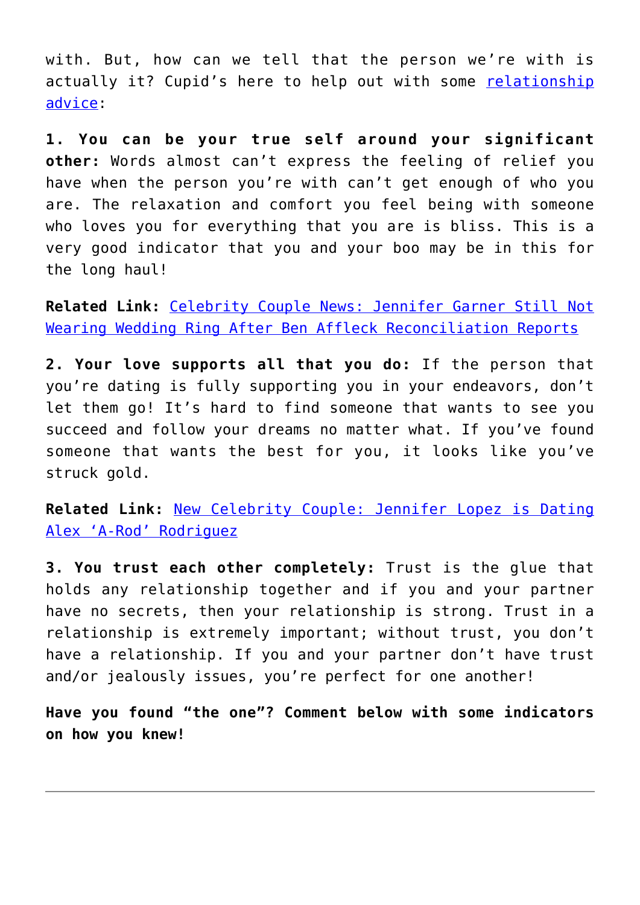with. But, how can we tell that the person we're with is actually it? Cupid's here to help out with some relationship advice:

**1. You can be your true self around your significant other:** Words almost can't express the feeling of relief you have when the person you're with can't get enough of who you are. The relaxation and comfort you feel being with someone who loves you for everything that you are is bliss. This is a very good indicator that you and your boo may be in this for the long haul!

**Related Link:** Celebrity Couple News: Jennifer Garner Still Not Wearing Wedding Ring After Ben Affleck Reconciliation Reports

**2. Your love supports all that you do:** If the person that you're dating is fully supporting you in your endeavors, don't let them go! It's hard to find someone that wants to see you succeed and follow your dreams no matter what. If you've found someone that wants the best for you, it looks like you've struck gold.

**Related Link:** New Celebrity Couple: Jennifer Lopez is Dating Alex 'A-Rod' Rodriguez

**3. You trust each other completely:** Trust is the glue that holds any relationship together and if you and your partner have no secrets, then your relationship is strong. Trust in a relationship is extremely important; without trust, you don't have a relationship. If you and your partner don't have trust and/or jealously issues, you're perfect for one another!

**Have you found "the one"? Comment below with some indicators on how you knew!**

---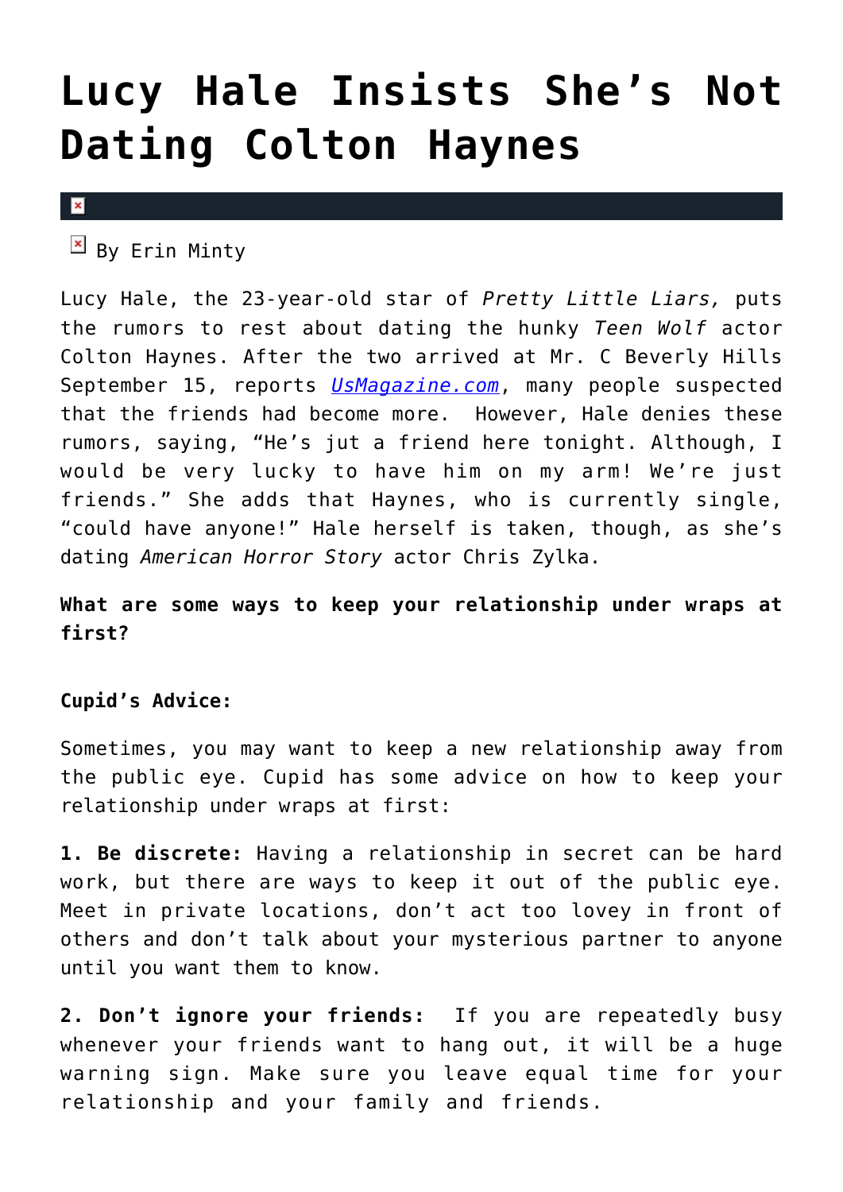# Lucy Hale Insists She's Not Dating Colton Haynes

By Erin Minty

Lucy Hale, the 23-year-old star of *Pretty Little Liars,* puts the rumors to rest about dating the hunky *Teen Wolf* actor Colton Haynes. After the two arrived at Mr. C Beverly Hills September 15, reports [UsMagazine.com](UsMagazine.com), many people suspected that the friends had become more. However, Hale denies these rumors, saying, "He's jut a friend here tonight. Although, I would be very lucky to have him on my arm! We're just friends." She adds that Haynes, who is currently single, "could have anyone!" Hale herself is taken, though, as she's dating *American Horror Story* actor Chris Zylka.

**What are some ways to keep your relationship under wraps at first?**

**Cupid's Advice:**

Sometimes, you may want to keep a new relationship away from the public eye. Cupid has some advice on how to keep your relationship under wraps at first:

**1. Be discrete:** Having a relationship in secret can be hard work, but there are ways to keep it out of the public eye. Meet in private locations, don't act too lovey in front of others and don't talk about your mysterious partner to anyone until you want them to know.

**2. Don't ignore your friends:** If you are repeatedly busy whenever your friends want to hang out, it will be a huge warning sign. Make sure you leave equal time for your relationship and your family and friends.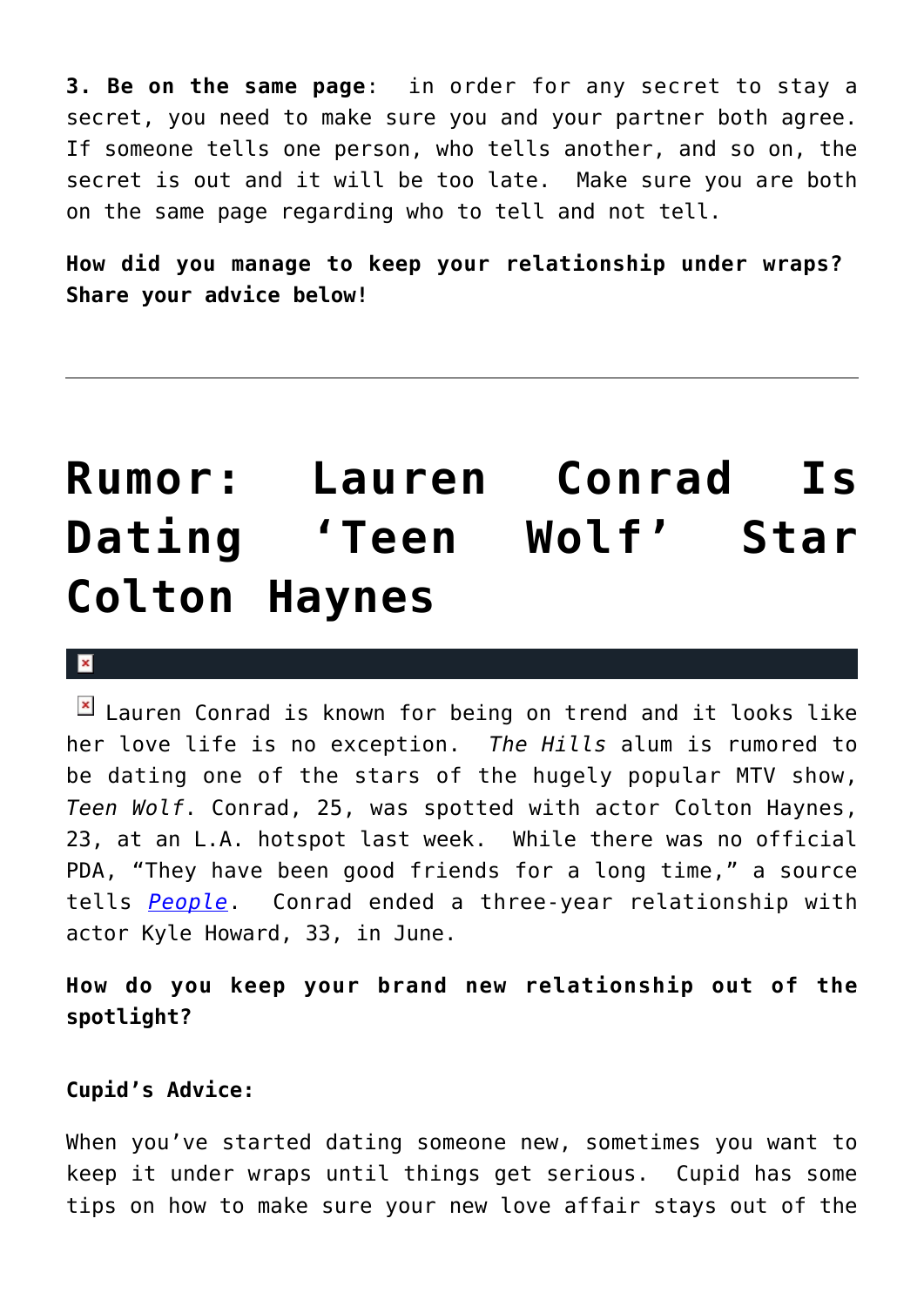**3. Be on the same page**: in order for any secret to stay a secret, you need to make sure you and your partner both agree. If someone tells one person, who tells another, and so on, the secret is out and it will be too late. Make sure you are both on the same page regarding who to tell and not tell.

**How did you manage to keep your relationship under wraps? Share your advice below!**

---

# Rumor: Lauren Conrad Is Dating 'Teen Wolf' Star Colton Haynes

Lauren Conrad is known for being on trend and it looks like her love life is no exception. *The Hills* alum is rumored to be dating one of the stars of the hugely popular MTV show, *Teen Wolf*. Conrad, 25, was spotted with actor Colton Haynes, 23, at an L.A. hotspot last week. While there was no official PDA, "They have been good friends for a long time," a source tells *People*. Conrad ended a three-year relationship with actor Kyle Howard, 33, in June.

**How do you keep your brand new relationship out of the spotlight?**

**Cupid's Advice:**

When you've started dating someone new, sometimes you want to keep it under wraps until things get serious. Cupid has some tips on how to make sure your new love affair stays out of the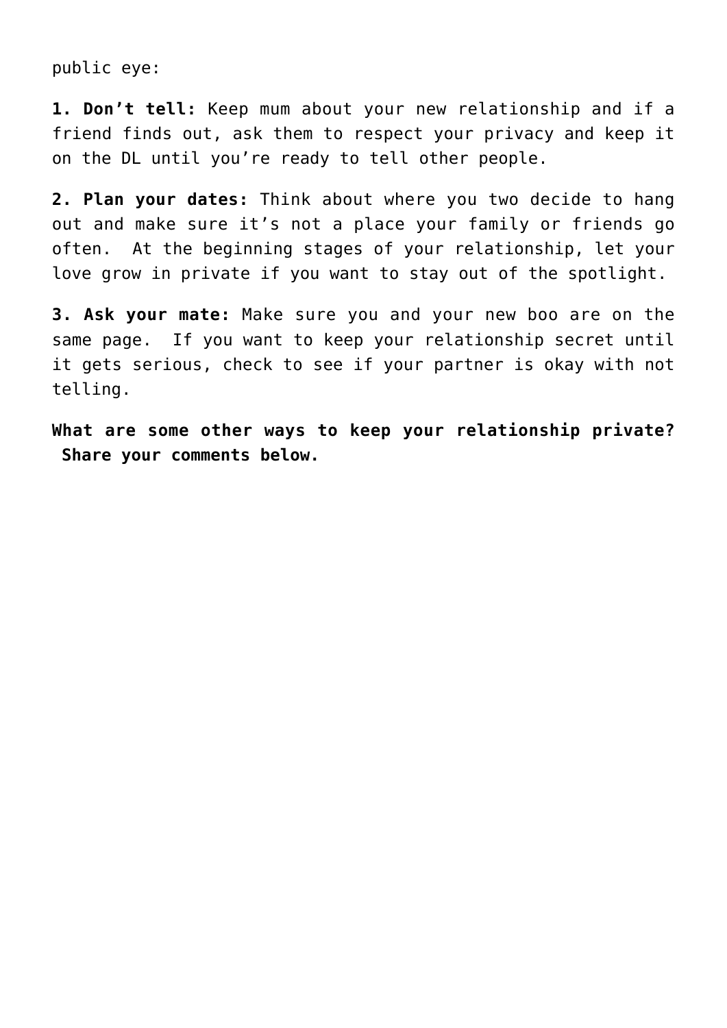public eye:

**1. Don’t tell:** Keep mum about your new relationship and if a friend finds out, ask them to respect your privacy and keep it on the DL until you’re ready to tell other people.

**2. Plan your dates:** Think about where you two decide to hang out and make sure it’s not a place your family or friends go often. At the beginning stages of your relationship, let your love grow in private if you want to stay out of the spotlight.

**3. Ask your mate:** Make sure you and your new boo are on the same page. If you want to keep your relationship secret until it gets serious, check to see if your partner is okay with not telling.

**What are some other ways to keep your relationship private? Share your comments below.**